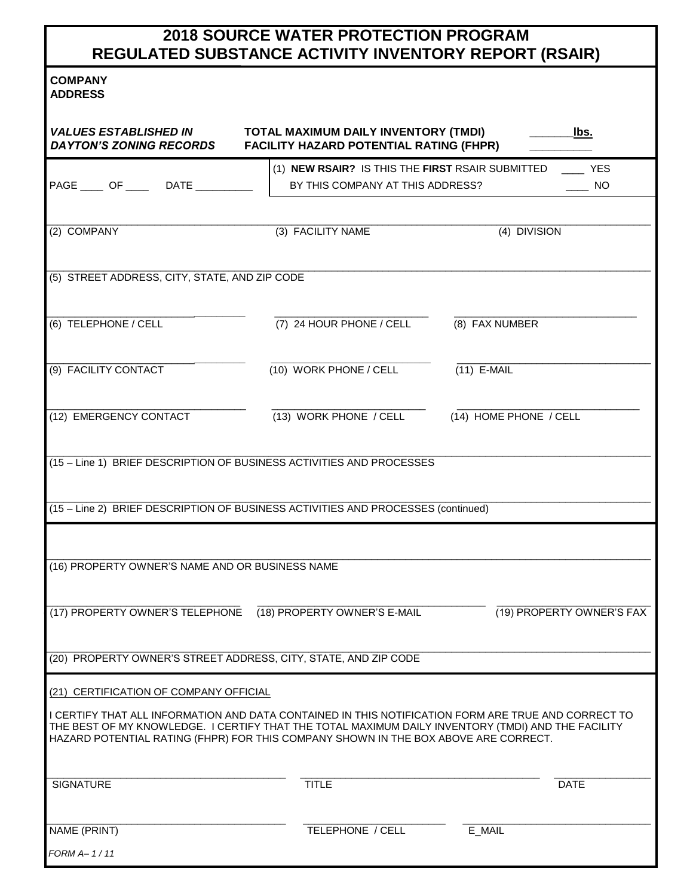# 2018 SOURCE WATER PROTECTION PROGRAM
# REGULATED SUBSTANCE ACTIVITY INVENTORY REPORT (RSAIR)

**COMPANY**
**ADDRESS**

***VALUES ESTABLISHED IN DAYTON'S ZONING RECORDS*** **TOTAL MAXIMUM DAILY INVENTORY (TMDI)** ______**lbs.**
**FACILITY HAZARD POTENTIAL RATING (FHPR)** __________

PAGE ____ OF ____ DATE __________

(1) **NEW RSAIR?** IS THIS THE **FIRST** RSAIR SUBMITTED BY THIS COMPANY AT THIS ADDRESS? ____ YES ____ NO

(2) COMPANY (3) FACILITY NAME (4) DIVISION

(5) STREET ADDRESS, CITY, STATE, AND ZIP CODE

(6) TELEPHONE / CELL (7) 24 HOUR PHONE / CELL (8) FAX NUMBER

(9) FACILITY CONTACT (10) WORK PHONE / CELL (11) E-MAIL

(12) EMERGENCY CONTACT (13) WORK PHONE / CELL (14) HOME PHONE / CELL

(15 – Line 1) BRIEF DESCRIPTION OF BUSINESS ACTIVITIES AND PROCESSES

(15 – Line 2) BRIEF DESCRIPTION OF BUSINESS ACTIVITIES AND PROCESSES (continued)

(16) PROPERTY OWNER'S NAME AND OR BUSINESS NAME

(17) PROPERTY OWNER'S TELEPHONE (18) PROPERTY OWNER'S E-MAIL (19) PROPERTY OWNER'S FAX

(20) PROPERTY OWNER'S STREET ADDRESS, CITY, STATE, AND ZIP CODE

(21) CERTIFICATION OF COMPANY OFFICIAL

I CERTIFY THAT ALL INFORMATION AND DATA CONTAINED IN THIS NOTIFICATION FORM ARE TRUE AND CORRECT TO THE BEST OF MY KNOWLEDGE. I CERTIFY THAT THE TOTAL MAXIMUM DAILY INVENTORY (TMDI) AND THE FACILITY HAZARD POTENTIAL RATING (FHPR) FOR THIS COMPANY SHOWN IN THE BOX ABOVE ARE CORRECT.

SIGNATURE TITLE DATE

NAME (PRINT) TELEPHONE / CELL E_MAIL

*FORM A– 1 / 11*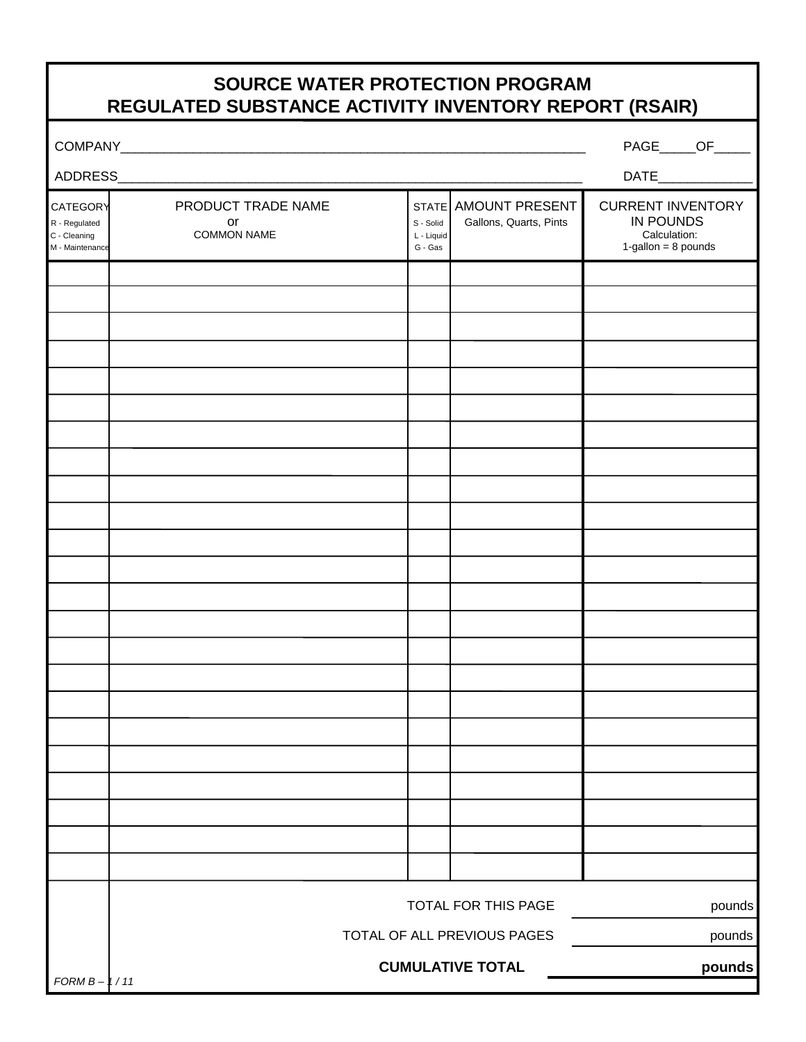# SOURCE WATER PROTECTION PROGRAM
# REGULATED SUBSTANCE ACTIVITY INVENTORY REPORT (RSAIR)

COMPANY_______________________________________________________________ PAGE_____OF_____

ADDRESS_______________________________________________________________ DATE_____________

| CATEGORY<br>R - Regulated<br>C - Cleaning<br>M - Maintenance | PRODUCT TRADE NAME<br>or<br>COMMON NAME | STATE<br>S - Solid<br>L - Liquid<br>G - Gas | AMOUNT PRESENT<br>Gallons, Quarts, Pints | CURRENT INVENTORY IN POUNDS<br>Calculation:<br>1-gallon = 8 pounds |
|---|---|---|---|---|
| | | | | |
| | | | | |
| | | | | |
| | | | | |
| | | | | |
| | | | | |
| | | | | |
| | | | | |
| | | | | |
| | | | | |
| | | | | |
| | | | | |
| | | | | |
| | | | | |
| | | | | |
| | | | | |
| | | | | |
| | | | | |
| | | | | |
| | | | | |
| | | | | |
| | | | | |
| | | | | |

TOTAL FOR THIS PAGE _______________ pounds

TOTAL OF ALL PREVIOUS PAGES _______________ pounds

**CUMULATIVE TOTAL _______________ pounds**

*FORM B – 1 / 11*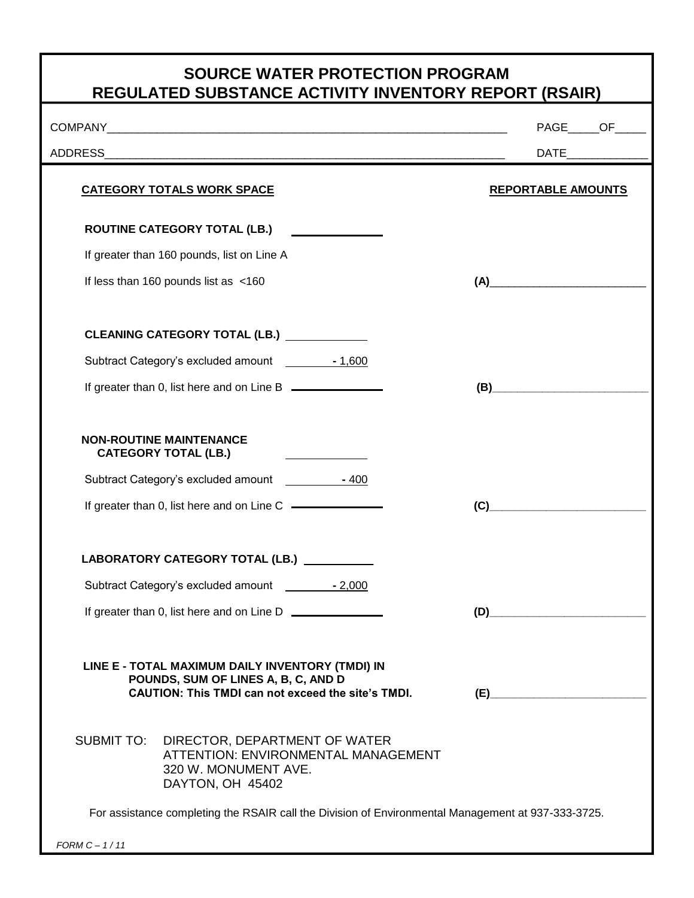# SOURCE WATER PROTECTION PROGRAM
# REGULATED SUBSTANCE ACTIVITY INVENTORY REPORT (RSAIR)

COMPANY_______________________________________________________________ PAGE_____OF_____

ADDRESS_______________________________________________________________ DATE_____________

**CATEGORY TOTALS WORK SPACE** **REPORTABLE AMOUNTS**

**ROUTINE CATEGORY TOTAL (LB.)** ______________

If greater than 160 pounds, list on Line A

If less than 160 pounds list as <160 **(A)**_________________________

**CLEANING CATEGORY TOTAL (LB.)** ____________

Subtract Category's excluded amount ________ **-** 1,600

If greater than 0, list here and on Line B ______________ **(B)**_________________________

**NON-ROUTINE MAINTENANCE CATEGORY TOTAL (LB.)** ____________

Subtract Category's excluded amount ________ **-** 400

If greater than 0, list here and on Line C ______________ **(C)**_________________________

**LABORATORY CATEGORY TOTAL (LB.)** ___________

Subtract Category's excluded amount ________ **-** 2,000

If greater than 0, list here and on Line D ______________ **(D)**_________________________

**LINE E - TOTAL MAXIMUM DAILY INVENTORY (TMDI) IN POUNDS, SUM OF LINES A, B, C, AND D**
**CAUTION: This TMDI can not exceed the site's TMDI.** **(E)**_________________________

SUBMIT TO: DIRECTOR, DEPARTMENT OF WATER
ATTENTION: ENVIRONMENTAL MANAGEMENT
320 W. MONUMENT AVE.
DAYTON, OH 45402

For assistance completing the RSAIR call the Division of Environmental Management at 937-333-3725.

*FORM C – 1 / 11*